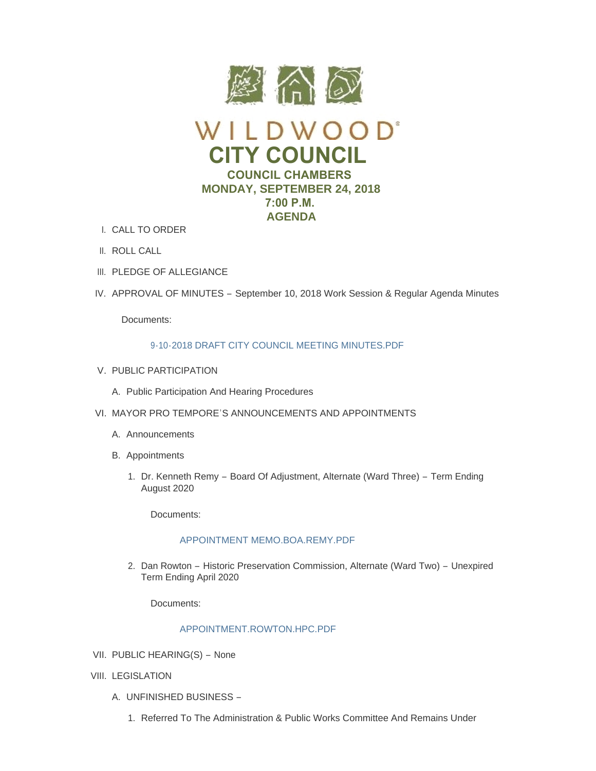# WILDWOOD

# CITY COUNCIL

## COUNCIL CHAMBERS
## MONDAY, SEPTEMBER 24, 2018
## 7:00 P.M.
## AGENDA

I. CALL TO ORDER

II. ROLL CALL

III. PLEDGE OF ALLEGIANCE

IV. APPROVAL OF MINUTES – September 10, 2018 Work Session & Regular Agenda Minutes

Documents:

9-10-2018 DRAFT CITY COUNCIL MEETING MINUTES.PDF

V. PUBLIC PARTICIPATION

A. Public Participation And Hearing Procedures

VI. MAYOR PRO TEMPORE'S ANNOUNCEMENTS AND APPOINTMENTS

A. Announcements

B. Appointments

1. Dr. Kenneth Remy – Board Of Adjustment, Alternate (Ward Three) – Term Ending August 2020

Documents:

APPOINTMENT MEMO.BOA.REMY.PDF

2. Dan Rowton – Historic Preservation Commission, Alternate (Ward Two) – Unexpired Term Ending April 2020

Documents:

APPOINTMENT.ROWTON.HPC.PDF

VII. PUBLIC HEARING(S) – None

VIII. LEGISLATION

A. UNFINISHED BUSINESS –

1. Referred To The Administration & Public Works Committee And Remains Under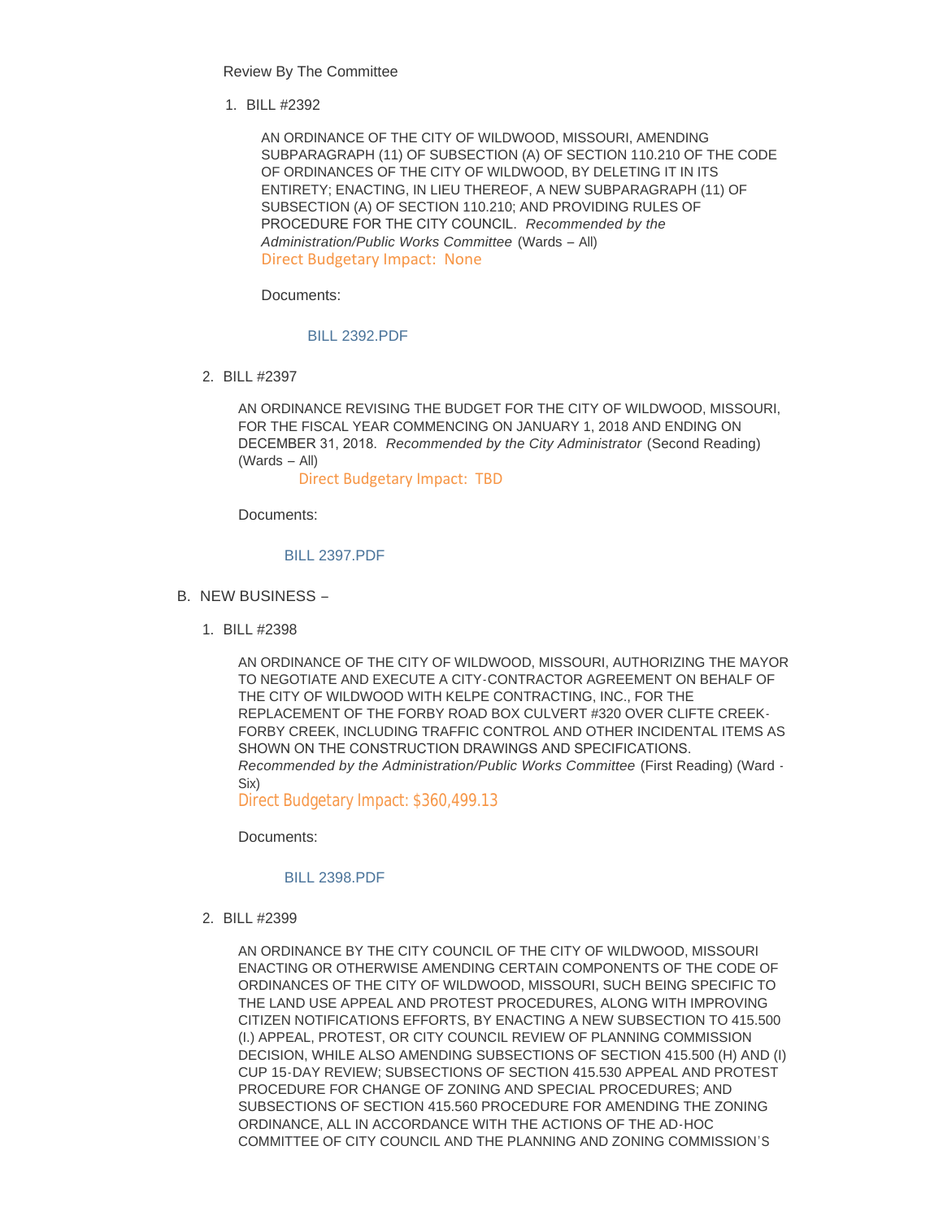Review By The Committee

1. BILL #2392

   AN ORDINANCE OF THE CITY OF WILDWOOD, MISSOURI, AMENDING SUBPARAGRAPH (11) OF SUBSECTION (A) OF SECTION 110.210 OF THE CODE OF ORDINANCES OF THE CITY OF WILDWOOD, BY DELETING IT IN ITS ENTIRETY; ENACTING, IN LIEU THEREOF, A NEW SUBPARAGRAPH (11) OF SUBSECTION (A) OF SECTION 110.210; AND PROVIDING RULES OF PROCEDURE FOR THE CITY COUNCIL. *Recommended by the Administration/Public Works Committee* (Wards – All)
   Direct Budgetary Impact: None

   Documents:

   BILL 2392.PDF

2. BILL #2397

   AN ORDINANCE REVISING THE BUDGET FOR THE CITY OF WILDWOOD, MISSOURI, FOR THE FISCAL YEAR COMMENCING ON JANUARY 1, 2018 AND ENDING ON DECEMBER 31, 2018. *Recommended by the City Administrator* (Second Reading) (Wards – All)
   Direct Budgetary Impact: TBD

   Documents:

   BILL 2397.PDF

B. NEW BUSINESS –

1. BILL #2398

   AN ORDINANCE OF THE CITY OF WILDWOOD, MISSOURI, AUTHORIZING THE MAYOR TO NEGOTIATE AND EXECUTE A CITY-CONTRACTOR AGREEMENT ON BEHALF OF THE CITY OF WILDWOOD WITH KELPE CONTRACTING, INC., FOR THE REPLACEMENT OF THE FORBY ROAD BOX CULVERT #320 OVER CLIFTE CREEK-FORBY CREEK, INCLUDING TRAFFIC CONTROL AND OTHER INCIDENTAL ITEMS AS SHOWN ON THE CONSTRUCTION DRAWINGS AND SPECIFICATIONS. *Recommended by the Administration/Public Works Committee* (First Reading) (Ward - Six)
   Direct Budgetary Impact: $360,499.13

   Documents:

   BILL 2398.PDF

2. BILL #2399

   AN ORDINANCE BY THE CITY COUNCIL OF THE CITY OF WILDWOOD, MISSOURI ENACTING OR OTHERWISE AMENDING CERTAIN COMPONENTS OF THE CODE OF ORDINANCES OF THE CITY OF WILDWOOD, MISSOURI, SUCH BEING SPECIFIC TO THE LAND USE APPEAL AND PROTEST PROCEDURES, ALONG WITH IMPROVING CITIZEN NOTIFICATIONS EFFORTS, BY ENACTING A NEW SUBSECTION TO 415.500 (I.) APPEAL, PROTEST, OR CITY COUNCIL REVIEW OF PLANNING COMMISSION DECISION, WHILE ALSO AMENDING SUBSECTIONS OF SECTION 415.500 (H) AND (I) CUP 15-DAY REVIEW; SUBSECTIONS OF SECTION 415.530 APPEAL AND PROTEST PROCEDURE FOR CHANGE OF ZONING AND SPECIAL PROCEDURES; AND SUBSECTIONS OF SECTION 415.560 PROCEDURE FOR AMENDING THE ZONING ORDINANCE, ALL IN ACCORDANCE WITH THE ACTIONS OF THE AD-HOC COMMITTEE OF CITY COUNCIL AND THE PLANNING AND ZONING COMMISSION'S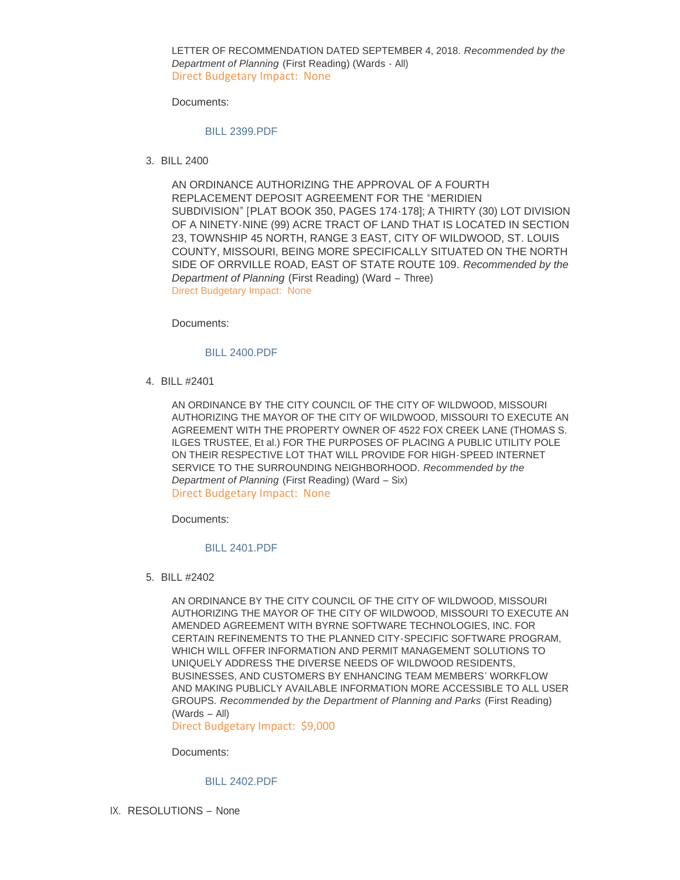LETTER OF RECOMMENDATION DATED SEPTEMBER 4, 2018. *Recommended by the Department of Planning* (First Reading) (Wards - All)
Direct Budgetary Impact: None

Documents:

BILL 2399.PDF

3. BILL 2400

AN ORDINANCE AUTHORIZING THE APPROVAL OF A FOURTH REPLACEMENT DEPOSIT AGREEMENT FOR THE "MERIDIEN SUBDIVISION" [PLAT BOOK 350, PAGES 174-178]; A THIRTY (30) LOT DIVISION OF A NINETY-NINE (99) ACRE TRACT OF LAND THAT IS LOCATED IN SECTION 23, TOWNSHIP 45 NORTH, RANGE 3 EAST, CITY OF WILDWOOD, ST. LOUIS COUNTY, MISSOURI, BEING MORE SPECIFICALLY SITUATED ON THE NORTH SIDE OF ORRVILLE ROAD, EAST OF STATE ROUTE 109. *Recommended by the Department of Planning* (First Reading) (Ward – Three)
Direct Budgetary Impact: None

Documents:

BILL 2400.PDF

4. BILL #2401

AN ORDINANCE BY THE CITY COUNCIL OF THE CITY OF WILDWOOD, MISSOURI AUTHORIZING THE MAYOR OF THE CITY OF WILDWOOD, MISSOURI TO EXECUTE AN AGREEMENT WITH THE PROPERTY OWNER OF 4522 FOX CREEK LANE (THOMAS S. ILGES TRUSTEE, Et al.) FOR THE PURPOSES OF PLACING A PUBLIC UTILITY POLE ON THEIR RESPECTIVE LOT THAT WILL PROVIDE FOR HIGH-SPEED INTERNET SERVICE TO THE SURROUNDING NEIGHBORHOOD. *Recommended by the Department of Planning* (First Reading) (Ward – Six)
Direct Budgetary Impact: None

Documents:

BILL 2401.PDF

5. BILL #2402

AN ORDINANCE BY THE CITY COUNCIL OF THE CITY OF WILDWOOD, MISSOURI AUTHORIZING THE MAYOR OF THE CITY OF WILDWOOD, MISSOURI TO EXECUTE AN AMENDED AGREEMENT WITH BYRNE SOFTWARE TECHNOLOGIES, INC. FOR CERTAIN REFINEMENTS TO THE PLANNED CITY-SPECIFIC SOFTWARE PROGRAM, WHICH WILL OFFER INFORMATION AND PERMIT MANAGEMENT SOLUTIONS TO UNIQUELY ADDRESS THE DIVERSE NEEDS OF WILDWOOD RESIDENTS, BUSINESSES, AND CUSTOMERS BY ENHANCING TEAM MEMBERS' WORKFLOW AND MAKING PUBLICLY AVAILABLE INFORMATION MORE ACCESSIBLE TO ALL USER GROUPS. *Recommended by the Department of Planning and Parks* (First Reading) (Wards – All)
Direct Budgetary Impact: $9,000

Documents:

BILL 2402.PDF

IX. RESOLUTIONS – None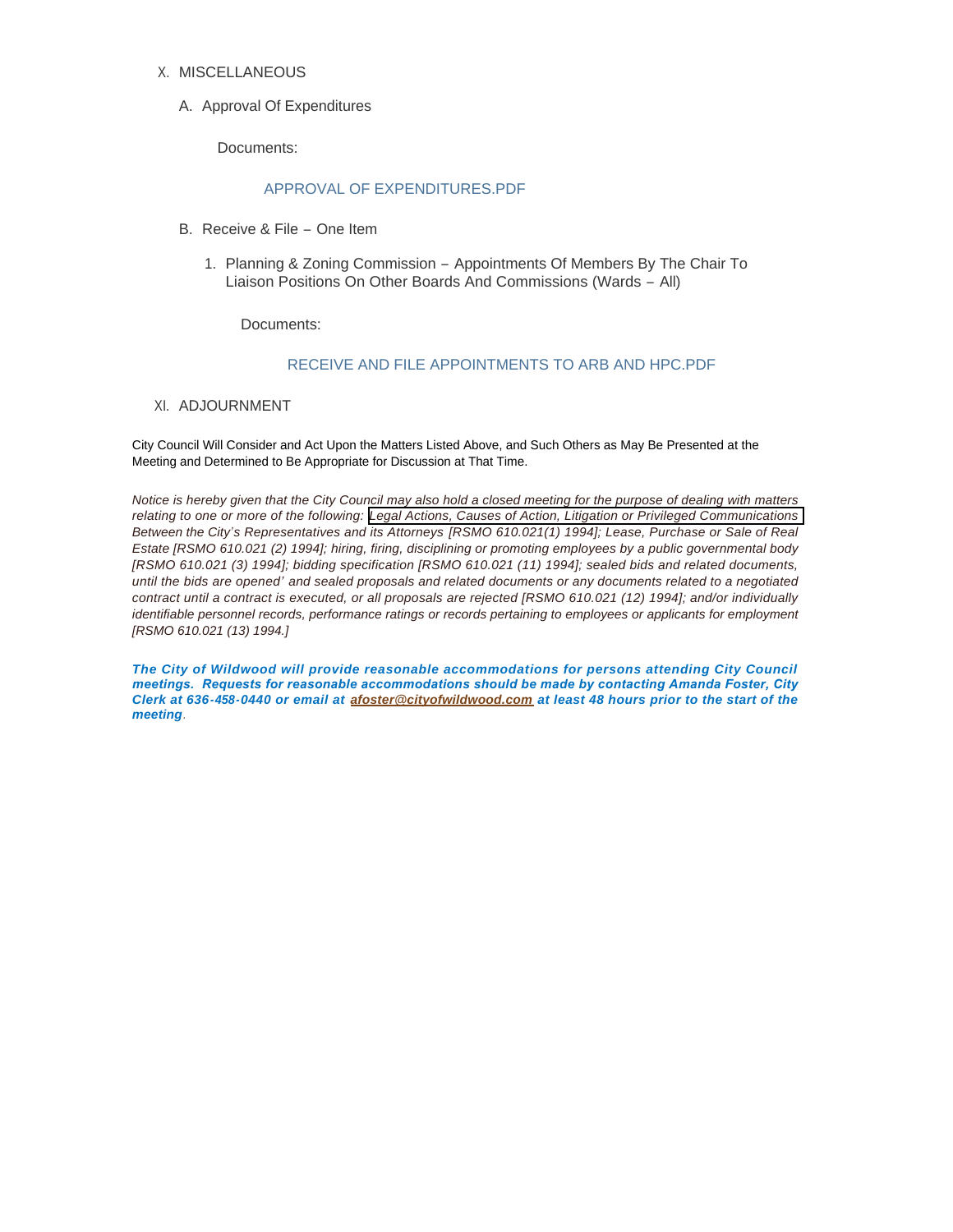X. MISCELLANEOUS

A. Approval Of Expenditures

Documents:

APPROVAL OF EXPENDITURES.PDF

B. Receive & File – One Item

1. Planning & Zoning Commission – Appointments Of Members By The Chair To Liaison Positions On Other Boards And Commissions (Wards – All)

Documents:

RECEIVE AND FILE APPOINTMENTS TO ARB AND HPC.PDF

XI. ADJOURNMENT

City Council Will Consider and Act Upon the Matters Listed Above, and Such Others as May Be Presented at the Meeting and Determined to Be Appropriate for Discussion at That Time.

*Notice is hereby given that the City Council may also hold a closed meeting for the purpose of dealing with matters relating to one or more of the following: Legal Actions, Causes of Action, Litigation or Privileged Communications Between the City's Representatives and its Attorneys [RSMO 610.021(1) 1994]; Lease, Purchase or Sale of Real Estate [RSMO 610.021 (2) 1994]; hiring, firing, disciplining or promoting employees by a public governmental body [RSMO 610.021 (3) 1994]; bidding specification [RSMO 610.021 (11) 1994]; sealed bids and related documents, until the bids are opened' and sealed proposals and related documents or any documents related to a negotiated contract until a contract is executed, or all proposals are rejected [RSMO 610.021 (12) 1994]; and/or individually identifiable personnel records, performance ratings or records pertaining to employees or applicants for employment [RSMO 610.021 (13) 1994.]*

***The City of Wildwood will provide reasonable accommodations for persons attending City Council meetings. Requests for reasonable accommodations should be made by contacting Amanda Foster, City Clerk at 636-458-0440 or email at afoster@cityofwildwood.com at least 48 hours prior to the start of the meeting.***